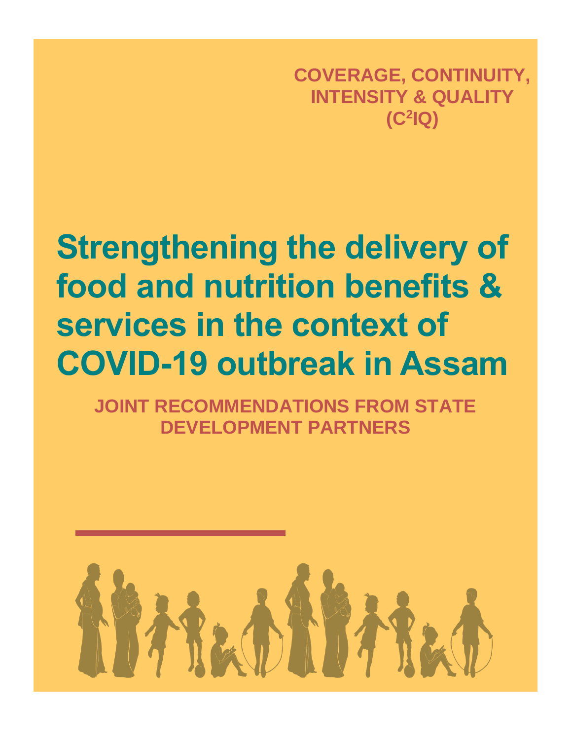COVERAGE, CONTINUITY, INTENSITY & QUALITY ($C^2IQ$)

# Strengthening the delivery of food and nutrition benefits & services in the context of COVID-19 outbreak in Assam

## JOINT RECOMMENDATIONS FROM STATE DEVELOPMENT PARTNERS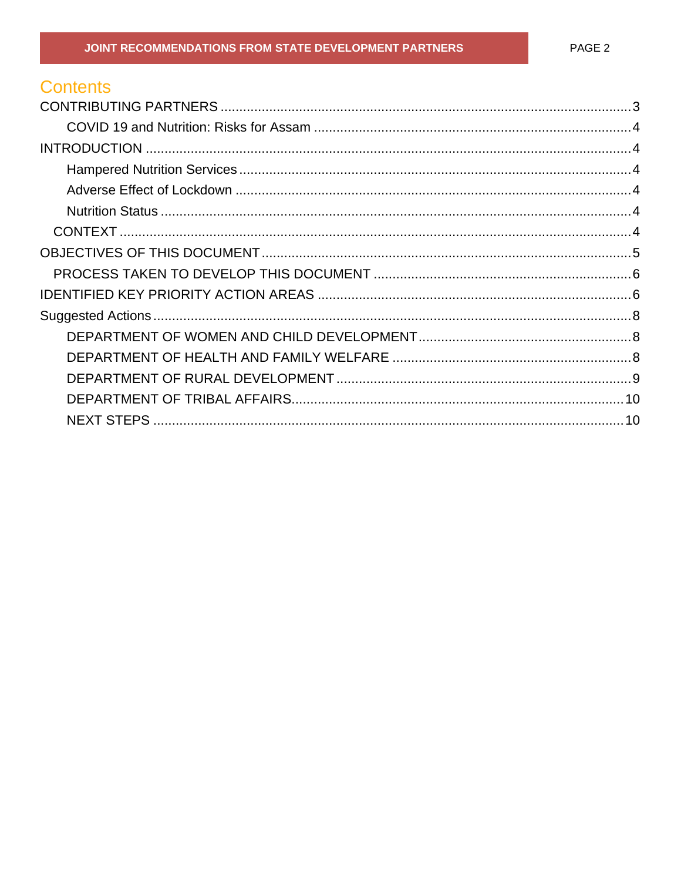# Contents

CONTRIBUTING PARTNERS ........................................................................................................ 3

- COVID 19 and Nutrition: Risks for Assam ................................................................................... 4

INTRODUCTION ................................................................................................................................ 4

- Hampered Nutrition Services ...................................................................................................... 4
- Adverse Effect of Lockdown ....................................................................................................... 4
- Nutrition Status ............................................................................................................................ 4

CONTEXT ........................................................................................................................................... 4

OBJECTIVES OF THIS DOCUMENT ................................................................................................. 5

PROCESS TAKEN TO DEVELOP THIS DOCUMENT ...................................................................... 6

IDENTIFIED KEY PRIORITY ACTION AREAS .................................................................................. 6

Suggested Actions ............................................................................................................................. 8

- DEPARTMENT OF WOMEN AND CHILD DEVELOPMENT ........................................................ 8
- DEPARTMENT OF HEALTH AND FAMILY WELFARE ............................................................... 8
- DEPARTMENT OF RURAL DEVELOPMENT .............................................................................. 9
- DEPARTMENT OF TRIBAL AFFAIRS ........................................................................................ 10
- NEXT STEPS .............................................................................................................................. 10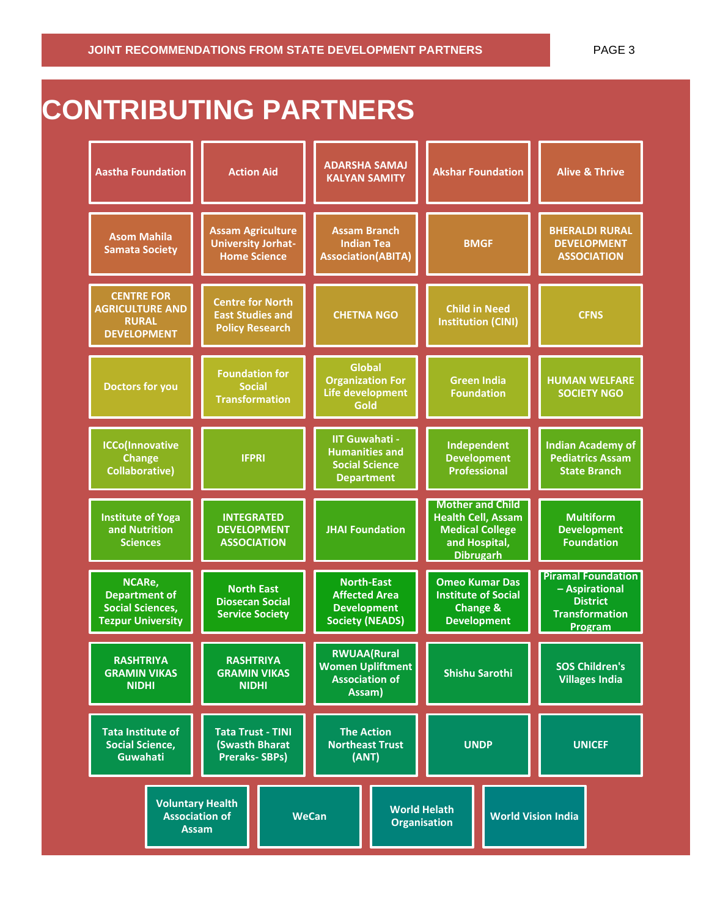# CONTRIBUTING PARTNERS

| | | | | |
|---|---|---|---|---|
| Aastha Foundation | Action Aid | ADARSHA SAMAJ KALYAN SAMITY | Akshar Foundation | Alive & Thrive |
| Asom Mahila Samata Society | Assam Agriculture University Jorhat-Home Science | Assam Branch Indian Tea Association(ABITA) | BMGF | BHERALDI RURAL DEVELOPMENT ASSOCIATION |
| CENTRE FOR AGRICULTURE AND RURAL DEVELOPMENT | Centre for North East Studies and Policy Research | CHETNA NGO | Child in Need Institution (CINI) | CFNS |
| Doctors for you | Foundation for Social Transformation | Global Organization For Life development Gold | Green India Foundation | HUMAN WELFARE SOCIETY NGO |
| ICCo(Innovative Change Collaborative) | IFPRI | IIT Guwahati - Humanities and Social Science Department | Independent Development Professional | Indian Academy of Pediatrics Assam State Branch |
| Institute of Yoga and Nutrition Sciences | INTEGRATED DEVELOPMENT ASSOCIATION | JHAI Foundation | Mother and Child Health Cell, Assam Medical College and Hospital, Dibrugarh | Multiform Development Foundation |
| NCARe, Department of Social Sciences, Tezpur University | North East Diosecan Social Service Society | North-East Affected Area Development Society (NEADS) | Omeo Kumar Das Institute of Social Change & Development | Piramal Foundation – Aspirational District Transformation Program |
| RASHTRIYA GRAMIN VIKAS NIDHI | RASHTRIYA GRAMIN VIKAS NIDHI | RWUAA(Rural Women Upliftment Association of Assam) | Shishu Sarothi | SOS Children's Villages India |
| Tata Institute of Social Science, Guwahati | Tata Trust - TINI (Swasth Bharat Preraks- SBPs) | The Action Northeast Trust (ANT) | UNDP | UNICEF |
| Voluntary Health Association of Assam | WeCan | World Helath Organisation | World Vision India | |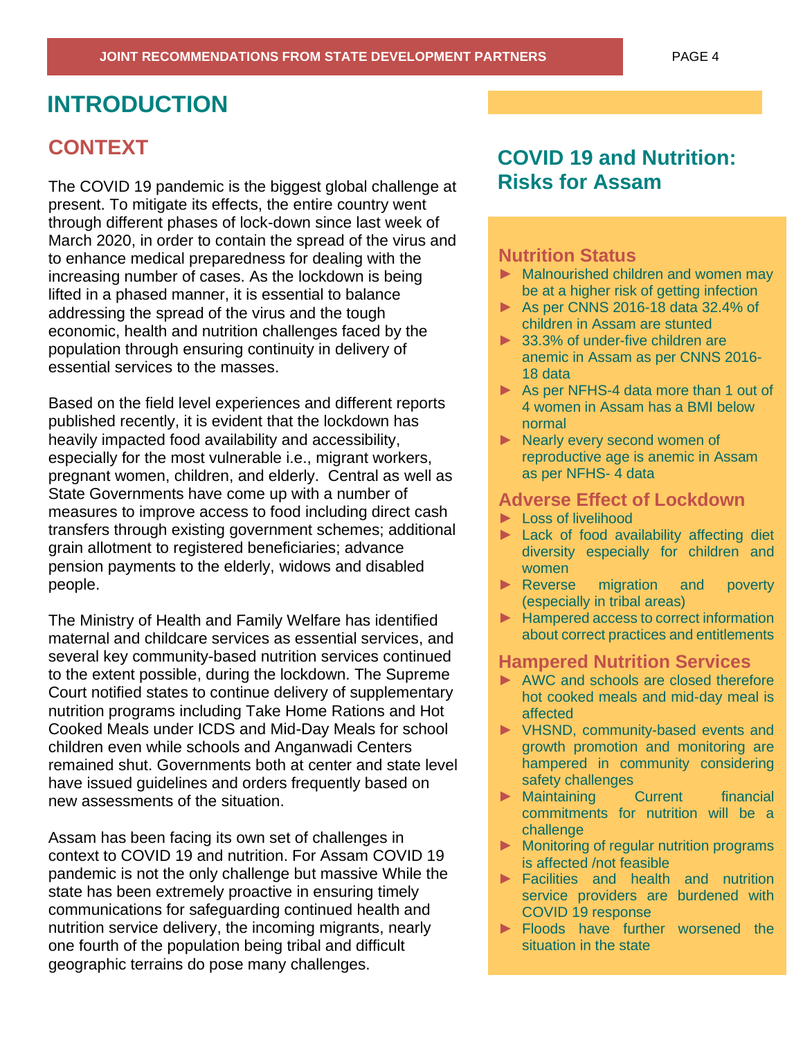# INTRODUCTION

## CONTEXT

The COVID 19 pandemic is the biggest global challenge at present. To mitigate its effects, the entire country went through different phases of lock-down since last week of March 2020, in order to contain the spread of the virus and to enhance medical preparedness for dealing with the increasing number of cases. As the lockdown is being lifted in a phased manner, it is essential to balance addressing the spread of the virus and the tough economic, health and nutrition challenges faced by the population through ensuring continuity in delivery of essential services to the masses.

Based on the field level experiences and different reports published recently, it is evident that the lockdown has heavily impacted food availability and accessibility, especially for the most vulnerable i.e., migrant workers, pregnant women, children, and elderly. Central as well as State Governments have come up with a number of measures to improve access to food including direct cash transfers through existing government schemes; additional grain allotment to registered beneficiaries; advance pension payments to the elderly, widows and disabled people.

The Ministry of Health and Family Welfare has identified maternal and childcare services as essential services, and several key community-based nutrition services continued to the extent possible, during the lockdown. The Supreme Court notified states to continue delivery of supplementary nutrition programs including Take Home Rations and Hot Cooked Meals under ICDS and Mid-Day Meals for school children even while schools and Anganwadi Centers remained shut. Governments both at center and state level have issued guidelines and orders frequently based on new assessments of the situation.

Assam has been facing its own set of challenges in context to COVID 19 and nutrition. For Assam COVID 19 pandemic is not the only challenge but massive While the state has been extremely proactive in ensuring timely communications for safeguarding continued health and nutrition service delivery, the incoming migrants, nearly one fourth of the population being tribal and difficult geographic terrains do pose many challenges.

## COVID 19 and Nutrition: Risks for Assam

### Nutrition Status

- Malnourished children and women may be at a higher risk of getting infection
- As per CNNS 2016-18 data 32.4% of children in Assam are stunted
- 33.3% of under-five children are anemic in Assam as per CNNS 2016-18 data
- As per NFHS-4 data more than 1 out of 4 women in Assam has a BMI below normal
- Nearly every second women of reproductive age is anemic in Assam as per NFHS- 4 data

### Adverse Effect of Lockdown

- Loss of livelihood
- Lack of food availability affecting diet diversity especially for children and women
- Reverse migration and poverty (especially in tribal areas)
- Hampered access to correct information about correct practices and entitlements

### Hampered Nutrition Services

- AWC and schools are closed therefore hot cooked meals and mid-day meal is affected
- VHSND, community-based events and growth promotion and monitoring are hampered in community considering safety challenges
- Maintaining Current financial commitments for nutrition will be a challenge
- Monitoring of regular nutrition programs is affected /not feasible
- Facilities and health and nutrition service providers are burdened with COVID 19 response
- Floods have further worsened the situation in the state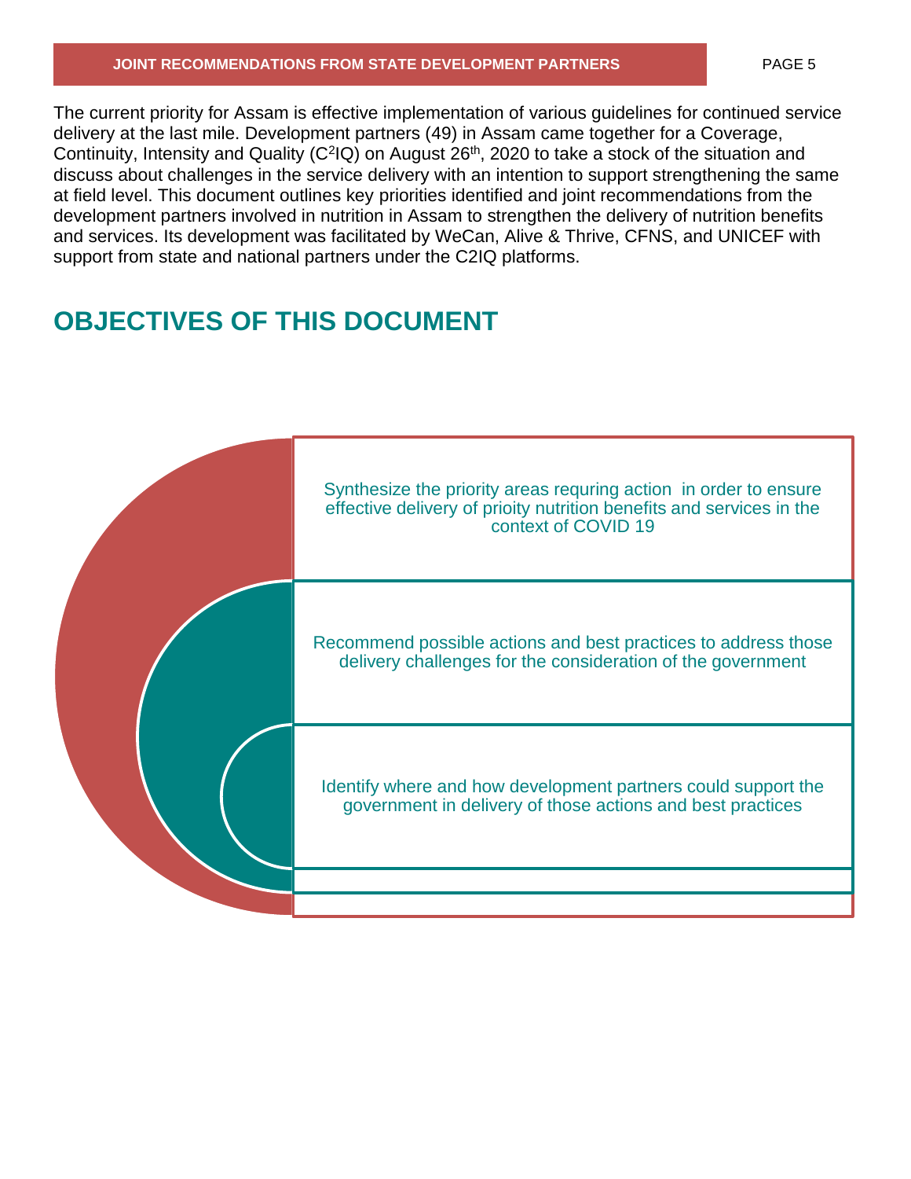The current priority for Assam is effective implementation of various guidelines for continued service delivery at the last mile. Development partners (49) in Assam came together for a Coverage, Continuity, Intensity and Quality ($C^2IQ$) on August 26th, 2020 to take a stock of the situation and discuss about challenges in the service delivery with an intention to support strengthening the same at field level. This document outlines key priorities identified and joint recommendations from the development partners involved in nutrition in Assam to strengthen the delivery of nutrition benefits and services. Its development was facilitated by WeCan, Alive & Thrive, CFNS, and UNICEF with support from state and national partners under the C2IQ platforms.

## OBJECTIVES OF THIS DOCUMENT

Synthesize the priority areas requring action in order to ensure effective delivery of prioity nutrition benefits and services in the context of COVID 19

Recommend possible actions and best practices to address those delivery challenges for the consideration of the government

Identify where and how development partners could support the government in delivery of those actions and best practices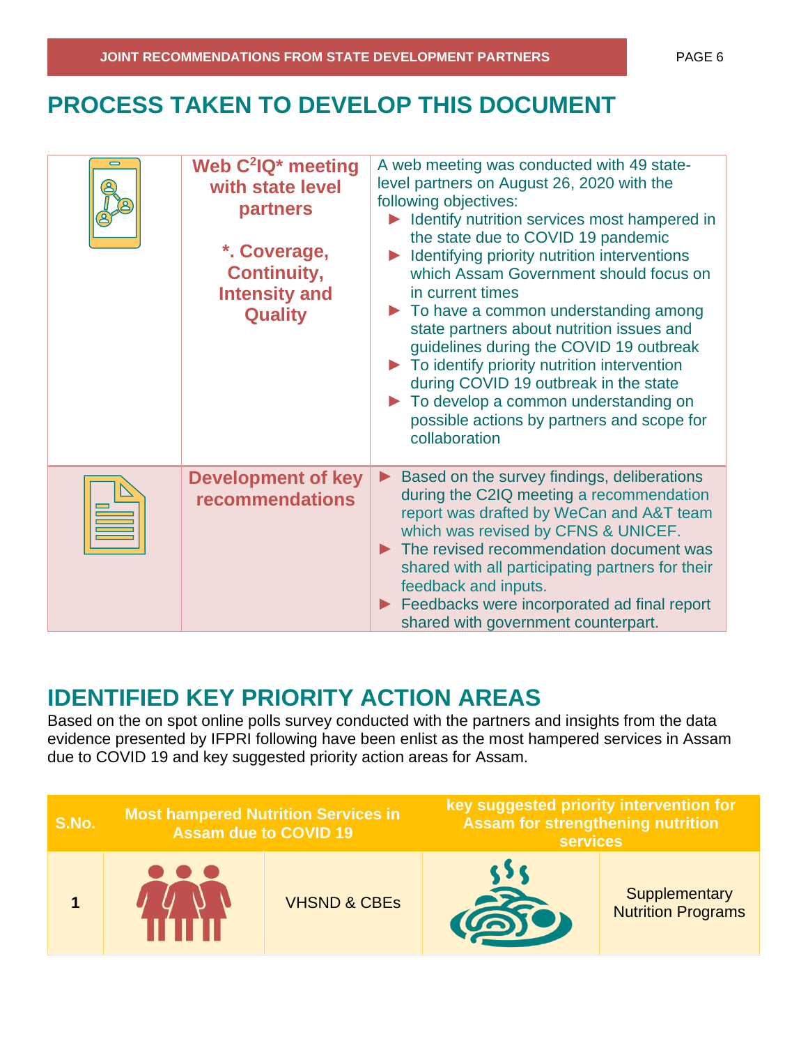## PROCESS TAKEN TO DEVELOP THIS DOCUMENT

| | | |
|---|---|---|
| | **Web C[2]IQ* meeting with state level partners**<br><br>***. Coverage, Continuity, Intensity and Quality** | A web meeting was conducted with 49 state-level partners on August 26, 2020 with the following objectives:<br>► Identify nutrition services most hampered in the state due to COVID 19 pandemic<br>► Identifying priority nutrition interventions which Assam Government should focus on in current times<br>► To have a common understanding among state partners about nutrition issues and guidelines during the COVID 19 outbreak<br>► To identify priority nutrition intervention during COVID 19 outbreak in the state<br>► To develop a common understanding on possible actions by partners and scope for collaboration |
| | **Development of key recommendations** | ► Based on the survey findings, deliberations during the C2IQ meeting a recommendation report was drafted by WeCan and A&T team which was revised by CFNS & UNICEF.<br>► The revised recommendation document was shared with all participating partners for their feedback and inputs.<br>► Feedbacks were incorporated ad final report shared with government counterpart. |

## IDENTIFIED KEY PRIORITY ACTION AREAS

Based on the on spot online polls survey conducted with the partners and insights from the data evidence presented by IFPRI following have been enlist as the most hampered services in Assam due to COVID 19 and key suggested priority action areas for Assam.

| S.No. | Most hampered Nutrition Services in Assam due to COVID 19 | | key suggested priority intervention for Assam for strengthening nutrition services | |
|---|---|---|---|---|
| 1 | | VHSND & CBEs | | Supplementary Nutrition Programs |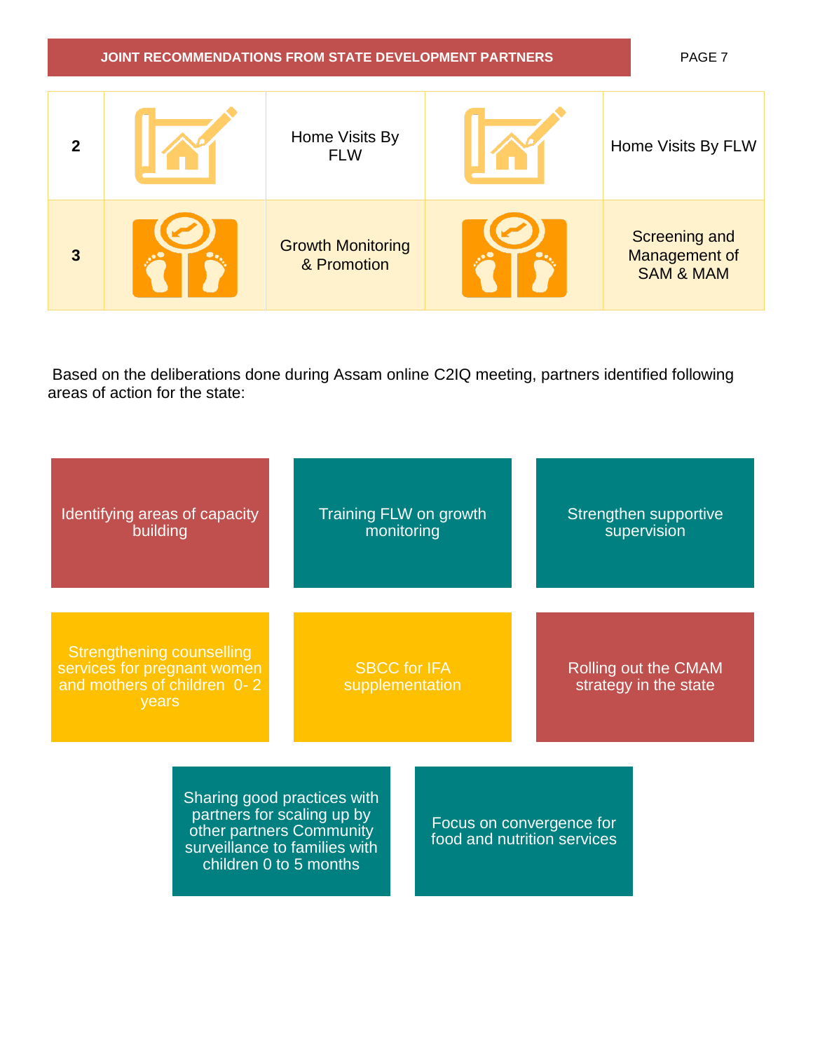| | | | | |
|---|---|---|---|---|
| 2 | | Home Visits By FLW | | Home Visits By FLW |
| 3 | | Growth Monitoring & Promotion | | Screening and Management of SAM & MAM |

Based on the deliberations done during Assam online C2IQ meeting, partners identified following areas of action for the state:

- Identifying areas of capacity building
- Training FLW on growth monitoring
- Strengthen supportive supervision
- Strengthening counselling services for pregnant women and mothers of children 0- 2 years
- SBCC for IFA supplementation
- Rolling out the CMAM strategy in the state
- Sharing good practices with partners for scaling up by other partners Community surveillance to families with children 0 to 5 months
- Focus on convergence for food and nutrition services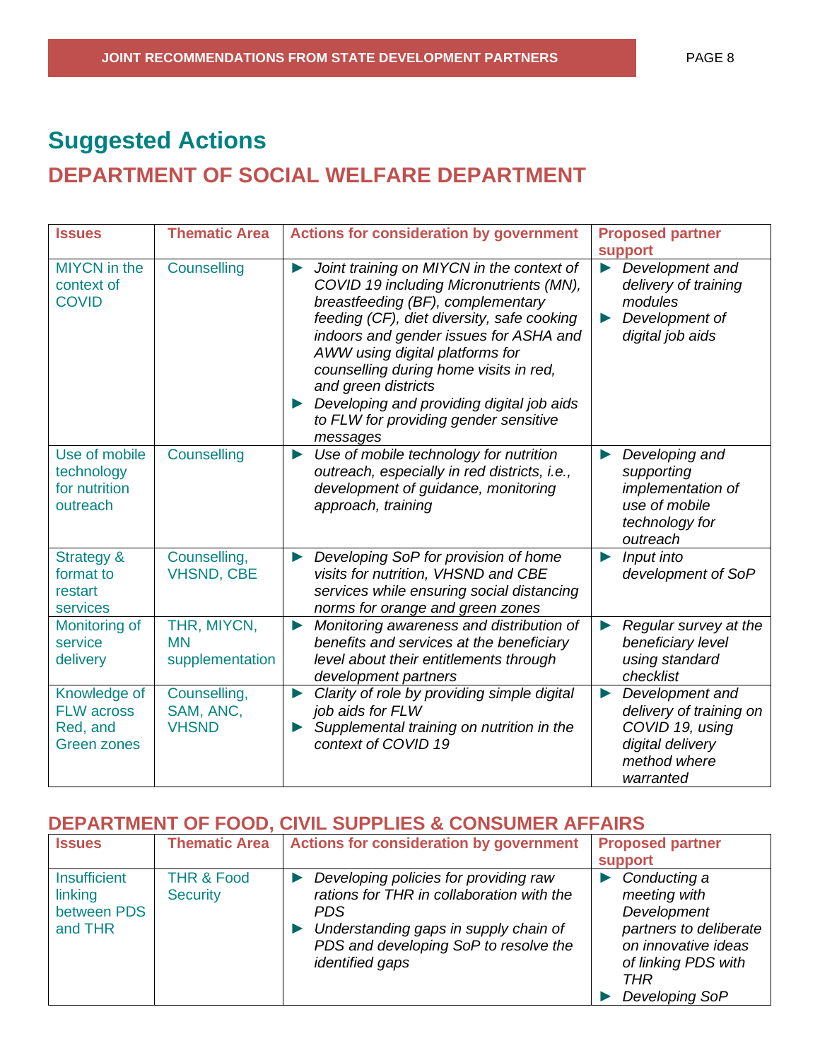# Suggested Actions

## DEPARTMENT OF SOCIAL WELFARE DEPARTMENT

| Issues | Thematic Area | Actions for consideration by government | Proposed partner support |
|---|---|---|---|
| MIYCN in the context of COVID | Counselling | ► *Joint training on MIYCN in the context of COVID 19 including Micronutrients (MN), breastfeeding (BF), complementary feeding (CF), diet diversity, safe cooking indoors and gender issues for ASHA and AWW using digital platforms for counselling during home visits in red, and green districts*<br>► *Developing and providing digital job aids to FLW for providing gender sensitive messages* | ► *Development and delivery of training modules*<br>► *Development of digital job aids* |
| Use of mobile technology for nutrition outreach | Counselling | ► *Use of mobile technology for nutrition outreach, especially in red districts, i.e., development of guidance, monitoring approach, training* | ► *Developing and supporting implementation of use of mobile technology for outreach* |
| Strategy & format to restart services | Counselling, VHSND, CBE | ► *Developing SoP for provision of home visits for nutrition, VHSND and CBE services while ensuring social distancing norms for orange and green zones* | ► *Input into development of SoP* |
| Monitoring of service delivery | THR, MIYCN, MN supplementation | ► *Monitoring awareness and distribution of benefits and services at the beneficiary level about their entitlements through development partners* | ► *Regular survey at the beneficiary level using standard checklist* |
| Knowledge of FLW across Red, and Green zones | Counselling, SAM, ANC, VHSND | ► *Clarity of role by providing simple digital job aids for FLW*<br>► *Supplemental training on nutrition in the context of COVID 19* | ► *Development and delivery of training on COVID 19, using digital delivery method where warranted* |

## DEPARTMENT OF FOOD, CIVIL SUPPLIES & CONSUMER AFFAIRS

| Issues | Thematic Area | Actions for consideration by government | Proposed partner support |
|---|---|---|---|
| Insufficient linking between PDS and THR | THR & Food Security | ► *Developing policies for providing raw rations for THR in collaboration with the PDS*<br>► *Understanding gaps in supply chain of PDS and developing SoP to resolve the identified gaps* | ► *Conducting a meeting with Development partners to deliberate on innovative ideas of linking PDS with THR*<br>► *Developing SoP* |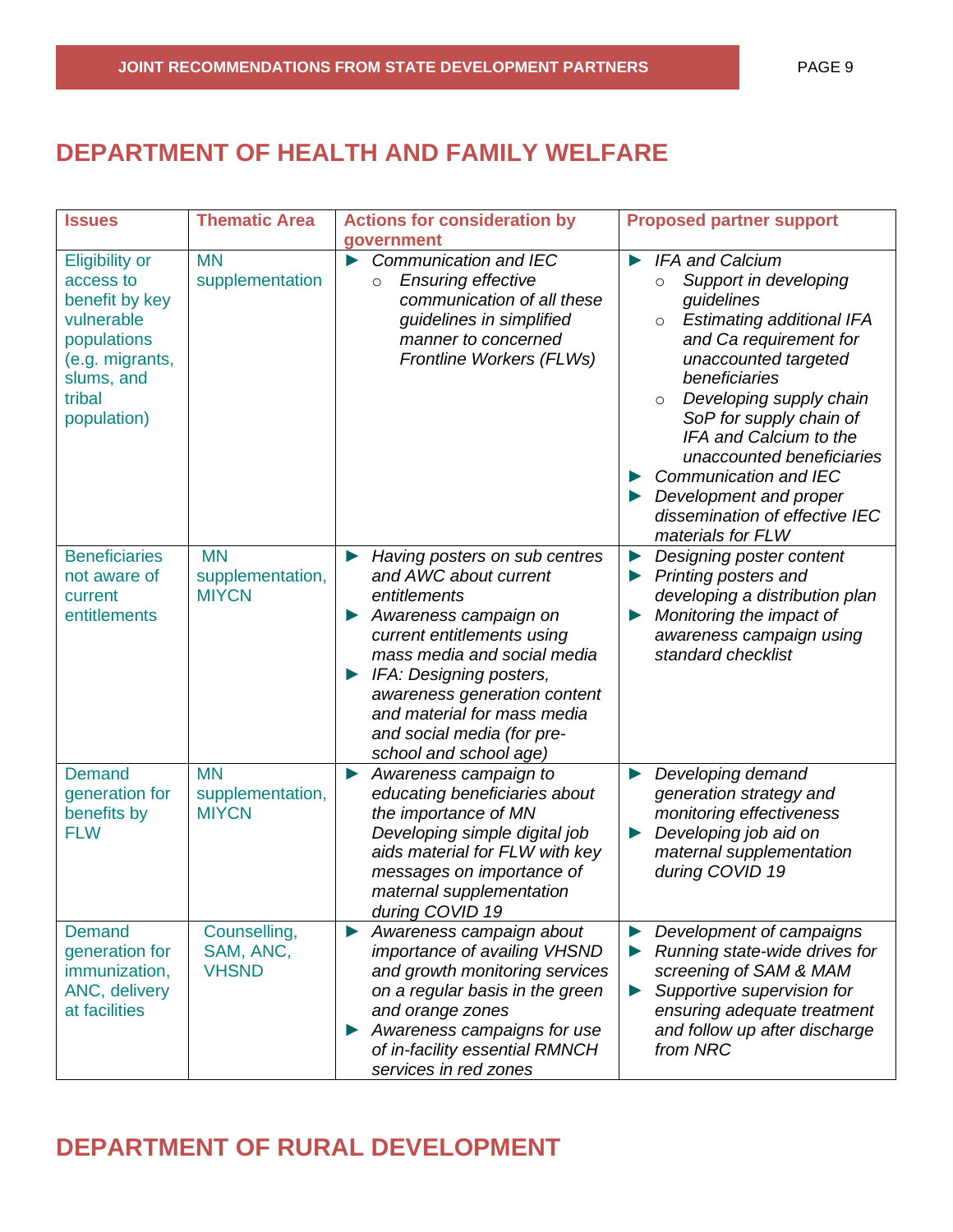## DEPARTMENT OF HEALTH AND FAMILY WELFARE

| Issues | Thematic Area | Actions for consideration by government | Proposed partner support |
|---|---|---|---|
| Eligibility or access to benefit by key vulnerable populations (e.g. migrants, slums, and tribal population) | MN supplementation | ► *Communication and IEC*<br>○ *Ensuring effective communication of all these guidelines in simplified manner to concerned Frontline Workers (FLWs)* | ► *IFA and Calcium*<br>○ *Support in developing guidelines*<br>○ *Estimating additional IFA and Ca requirement for unaccounted targeted beneficiaries*<br>○ *Developing supply chain SoP for supply chain of IFA and Calcium to the unaccounted beneficiaries*<br>► *Communication and IEC*<br>► *Development and proper dissemination of effective IEC materials for FLW* |
| Beneficiaries not aware of current entitlements | MN supplementation, MIYCN | ► *Having posters on sub centres and AWC about current entitlements*<br>► *Awareness campaign on current entitlements using mass media and social media*<br>► *IFA: Designing posters, awareness generation content and material for mass media and social media (for pre-school and school age)* | ► *Designing poster content*<br>► *Printing posters and developing a distribution plan*<br>► *Monitoring the impact of awareness campaign using standard checklist* |
| Demand generation for benefits by FLW | MN supplementation, MIYCN | ► *Awareness campaign to educating beneficiaries about the importance of MN Developing simple digital job aids material for FLW with key messages on importance of maternal supplementation during COVID 19* | ► *Developing demand generation strategy and monitoring effectiveness*<br>► *Developing job aid on maternal supplementation during COVID 19* |
| Demand generation for immunization, ANC, delivery at facilities | Counselling, SAM, ANC, VHSND | ► *Awareness campaign about importance of availing VHSND and growth monitoring services on a regular basis in the green and orange zones*<br>► *Awareness campaigns for use of in-facility essential RMNCH services in red zones* | ► *Development of campaigns*<br>► *Running state-wide drives for screening of SAM & MAM*<br>► *Supportive supervision for ensuring adequate treatment and follow up after discharge from NRC* |

## DEPARTMENT OF RURAL DEVELOPMENT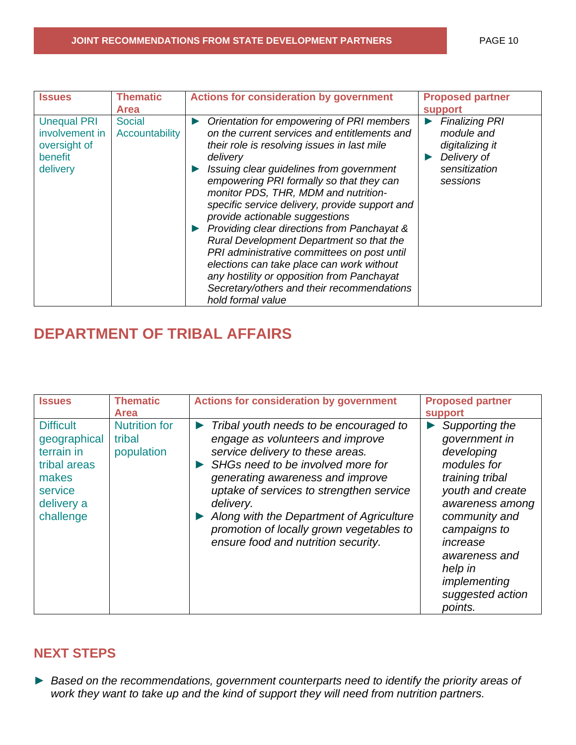| Issues | Thematic Area | Actions for consideration by government | Proposed partner support |
|---|---|---|---|
| Unequal PRI involvement in oversight of benefit delivery | Social Accountability | ► *Orientation for empowering of PRI members on the current services and entitlements and their role is resolving issues in last mile delivery*<br>► *Issuing clear guidelines from government empowering PRI formally so that they can monitor PDS, THR, MDM and nutrition-specific service delivery, provide support and provide actionable suggestions*<br>► *Providing clear directions from Panchayat & Rural Development Department so that the PRI administrative committees on post until elections can take place can work without any hostility or opposition from Panchayat Secretary/others and their recommendations hold formal value* | ► *Finalizing PRI module and digitalizing it*<br>► *Delivery of sensitization sessions* |

## DEPARTMENT OF TRIBAL AFFAIRS

| Issues | Thematic Area | Actions for consideration by government | Proposed partner support |
|---|---|---|---|
| Difficult geographical terrain in tribal areas makes service delivery a challenge | Nutrition for tribal population | ► *Tribal youth needs to be encouraged to engage as volunteers and improve service delivery to these areas.*<br>► *SHGs need to be involved more for generating awareness and improve uptake of services to strengthen service delivery.*<br>► *Along with the Department of Agriculture promotion of locally grown vegetables to ensure food and nutrition security.* | ► *Supporting the government in developing modules for training tribal youth and create awareness among community and campaigns to increase awareness and help in implementing suggested action points.* |

## NEXT STEPS

- *Based on the recommendations, government counterparts need to identify the priority areas of work they want to take up and the kind of support they will need from nutrition partners.*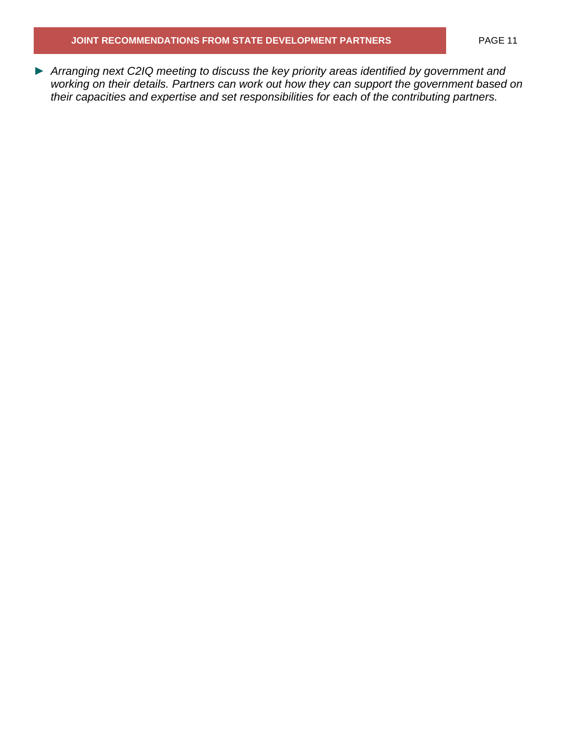- *Arranging next C2IQ meeting to discuss the key priority areas identified by government and working on their details. Partners can work out how they can support the government based on their capacities and expertise and set responsibilities for each of the contributing partners.*